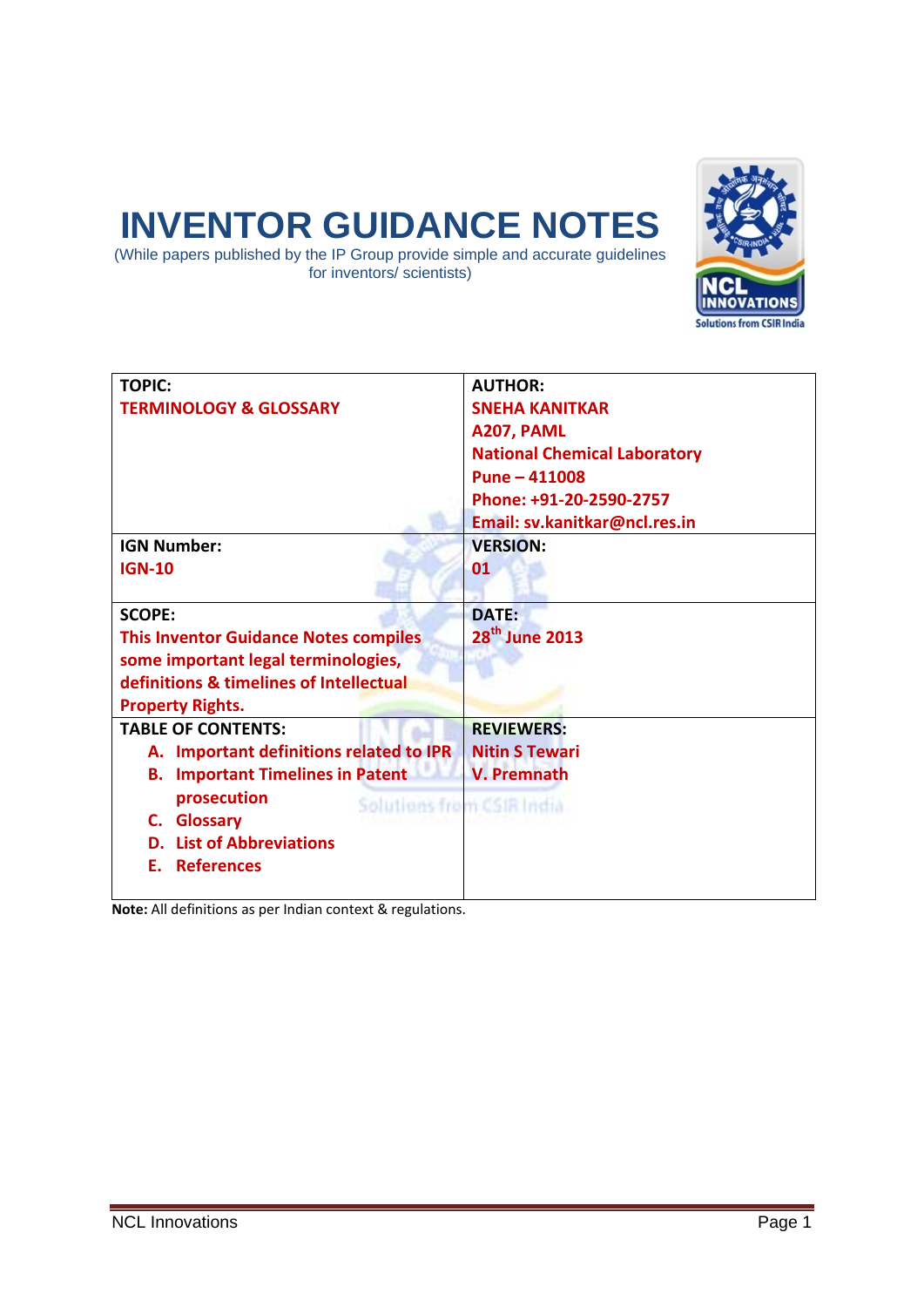# INVENTOR GUIDANCE NOTES

(While papers published by the IP Group provide simple and accurate guidelines for inventors/ scientists)

| **TOPIC:**<br>**TERMINOLOGY & GLOSSARY** | **AUTHOR:**<br>**SNEHA KANITKAR**<br>**A207, PAML**<br>**National Chemical Laboratory**<br>**Pune – 411008**<br>**Phone: +91-20-2590-2757**<br>**Email: sv.kanitkar@ncl.res.in** |
|---|---|
| **IGN Number:**<br>**IGN-10** | **VERSION:**<br>**01** |
| **SCOPE:**<br>**This Inventor Guidance Notes compiles some important legal terminologies, definitions & timelines of Intellectual Property Rights.** | **DATE:**<br>**28th June 2013** |
| **TABLE OF CONTENTS:**<br>**A. Important definitions related to IPR**<br>**B. Important Timelines in Patent prosecution**<br>**C. Glossary**<br>**D. List of Abbreviations**<br>**E. References** | **REVIEWERS:**<br>**Nitin S Tewari**<br>**V. Premnath** |

**Note:** All definitions as per Indian context & regulations.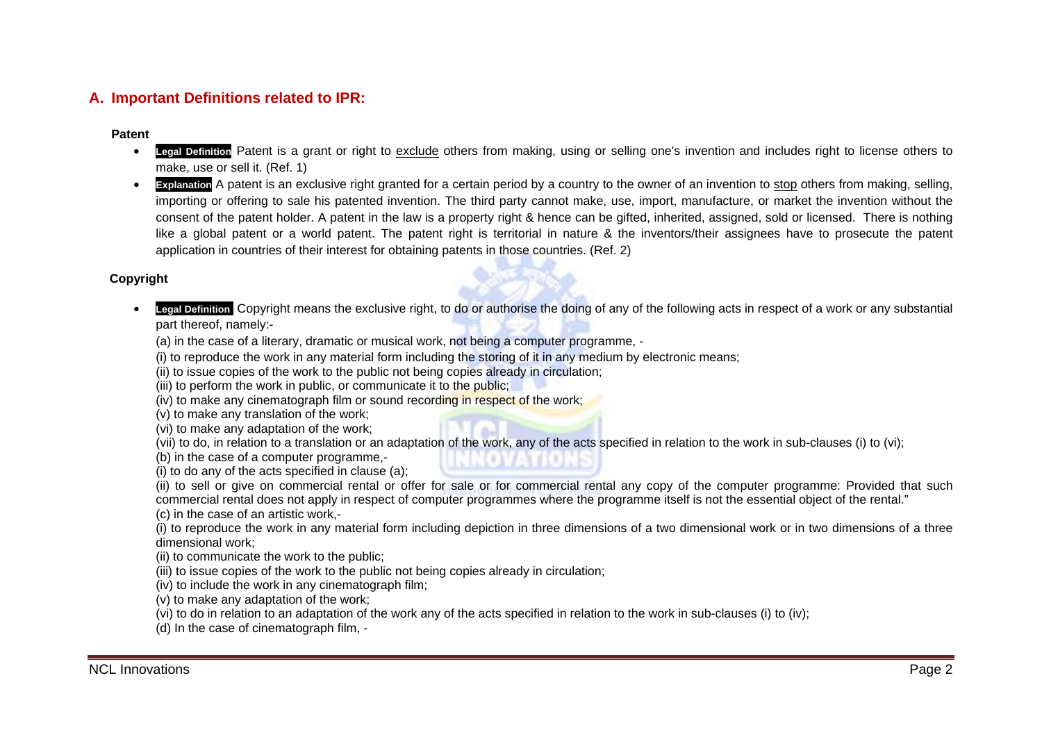## A. Important Definitions related to IPR:

### Patent

- **Legal Definition** Patent is a grant or right to <u>exclude</u> others from making, using or selling one's invention and includes right to license others to make, use or sell it. (Ref. 1)
- **Explanation** A patent is an exclusive right granted for a certain period by a country to the owner of an invention to <u>stop</u> others from making, selling, importing or offering to sale his patented invention. The third party cannot make, use, import, manufacture, or market the invention without the consent of the patent holder. A patent in the law is a property right & hence can be gifted, inherited, assigned, sold or licensed. There is nothing like a global patent or a world patent. The patent right is territorial in nature & the inventors/their assignees have to prosecute the patent application in countries of their interest for obtaining patents in those countries. (Ref. 2)

### Copyright

- **Legal Definition** Copyright means the exclusive right, to do or authorise the doing of any of the following acts in respect of a work or any substantial part thereof, namely:-

  (a) in the case of a literary, dramatic or musical work, not being a computer programme, -

  (i) to reproduce the work in any material form including the storing of it in any medium by electronic means;

  (ii) to issue copies of the work to the public not being copies already in circulation;

  (iii) to perform the work in public, or communicate it to the public;

  (iv) to make any cinematograph film or sound recording in respect of the work;

  (v) to make any translation of the work;

  (vi) to make any adaptation of the work;

  (vii) to do, in relation to a translation or an adaptation of the work, any of the acts specified in relation to the work in sub-clauses (i) to (vi);

  (b) in the case of a computer programme,-

  (i) to do any of the acts specified in clause (a);

  (ii) to sell or give on commercial rental or offer for sale or for commercial rental any copy of the computer programme: Provided that such commercial rental does not apply in respect of computer programmes where the programme itself is not the essential object of the rental."

  (c) in the case of an artistic work,-

  (i) to reproduce the work in any material form including depiction in three dimensions of a two dimensional work or in two dimensions of a three dimensional work;

  (ii) to communicate the work to the public;

  (iii) to issue copies of the work to the public not being copies already in circulation;

  (iv) to include the work in any cinematograph film;

  (v) to make any adaptation of the work;

  (vi) to do in relation to an adaptation of the work any of the acts specified in relation to the work in sub-clauses (i) to (iv);

  (d) In the case of cinematograph film, -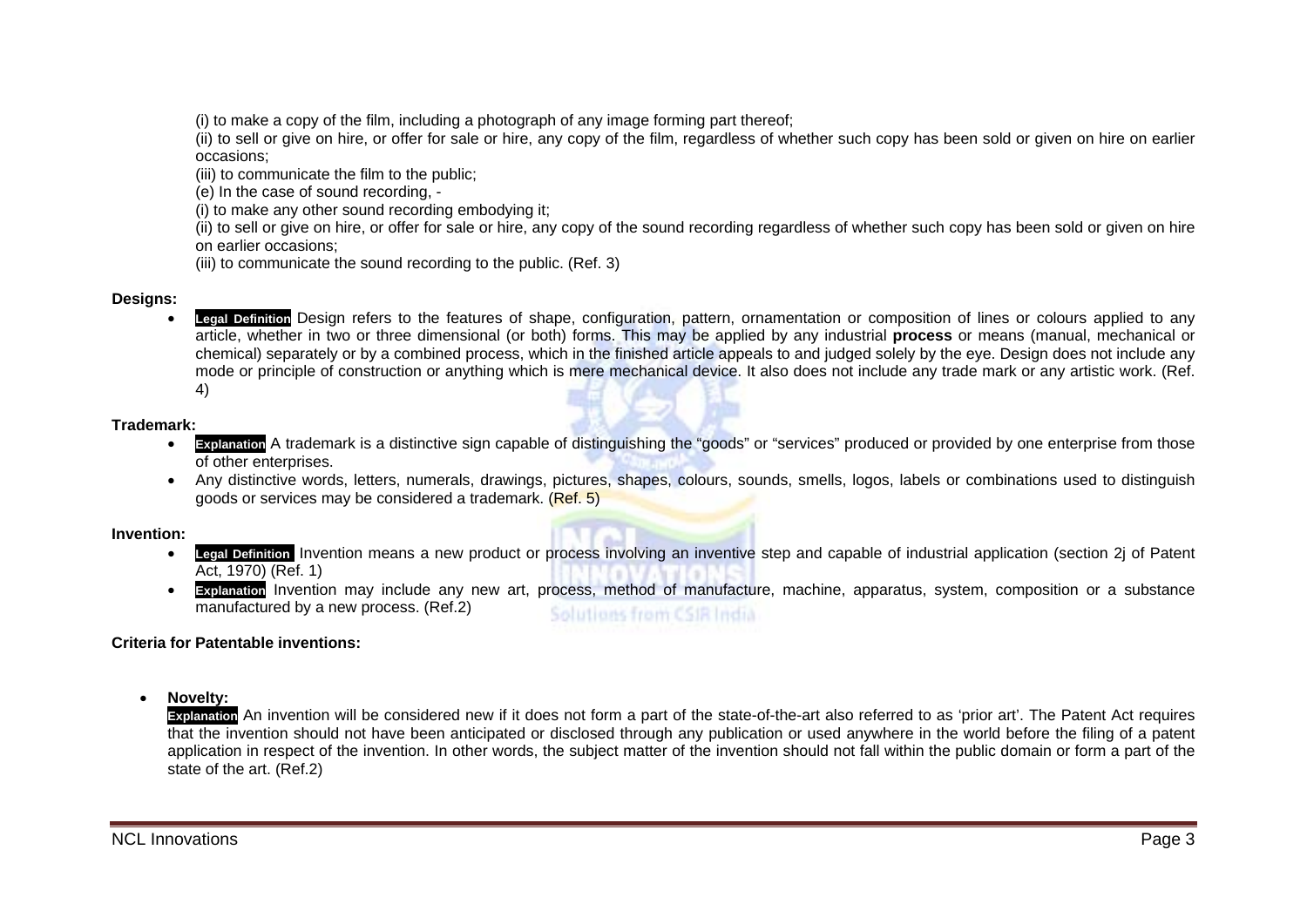(i) to make a copy of the film, including a photograph of any image forming part thereof;

(ii) to sell or give on hire, or offer for sale or hire, any copy of the film, regardless of whether such copy has been sold or given on hire on earlier occasions;

(iii) to communicate the film to the public;

(e) In the case of sound recording, -

(i) to make any other sound recording embodying it;

(ii) to sell or give on hire, or offer for sale or hire, any copy of the sound recording regardless of whether such copy has been sold or given on hire on earlier occasions;

(iii) to communicate the sound recording to the public. (Ref. 3)

**Designs:**

- **Legal Definition** Design refers to the features of shape, configuration, pattern, ornamentation or composition of lines or colours applied to any article, whether in two or three dimensional (or both) forms. This may be applied by any industrial **process** or means (manual, mechanical or chemical) separately or by a combined process, which in the finished article appeals to and judged solely by the eye. Design does not include any mode or principle of construction or anything which is mere mechanical device. It also does not include any trade mark or any artistic work. (Ref. 4)

**Trademark:**

- **Explanation** A trademark is a distinctive sign capable of distinguishing the "goods" or "services" produced or provided by one enterprise from those of other enterprises.
- Any distinctive words, letters, numerals, drawings, pictures, shapes, colours, sounds, smells, logos, labels or combinations used to distinguish goods or services may be considered a trademark. (Ref. 5)

**Invention:**

- **Legal Definition** Invention means a new product or process involving an inventive step and capable of industrial application (section 2j of Patent Act, 1970) (Ref. 1)
- **Explanation** Invention may include any new art, process, method of manufacture, machine, apparatus, system, composition or a substance manufactured by a new process. (Ref.2)

**Criteria for Patentable inventions:**

- **Novelty:**

  **Explanation** An invention will be considered new if it does not form a part of the state-of-the-art also referred to as 'prior art'. The Patent Act requires that the invention should not have been anticipated or disclosed through any publication or used anywhere in the world before the filing of a patent application in respect of the invention. In other words, the subject matter of the invention should not fall within the public domain or form a part of the state of the art. (Ref.2)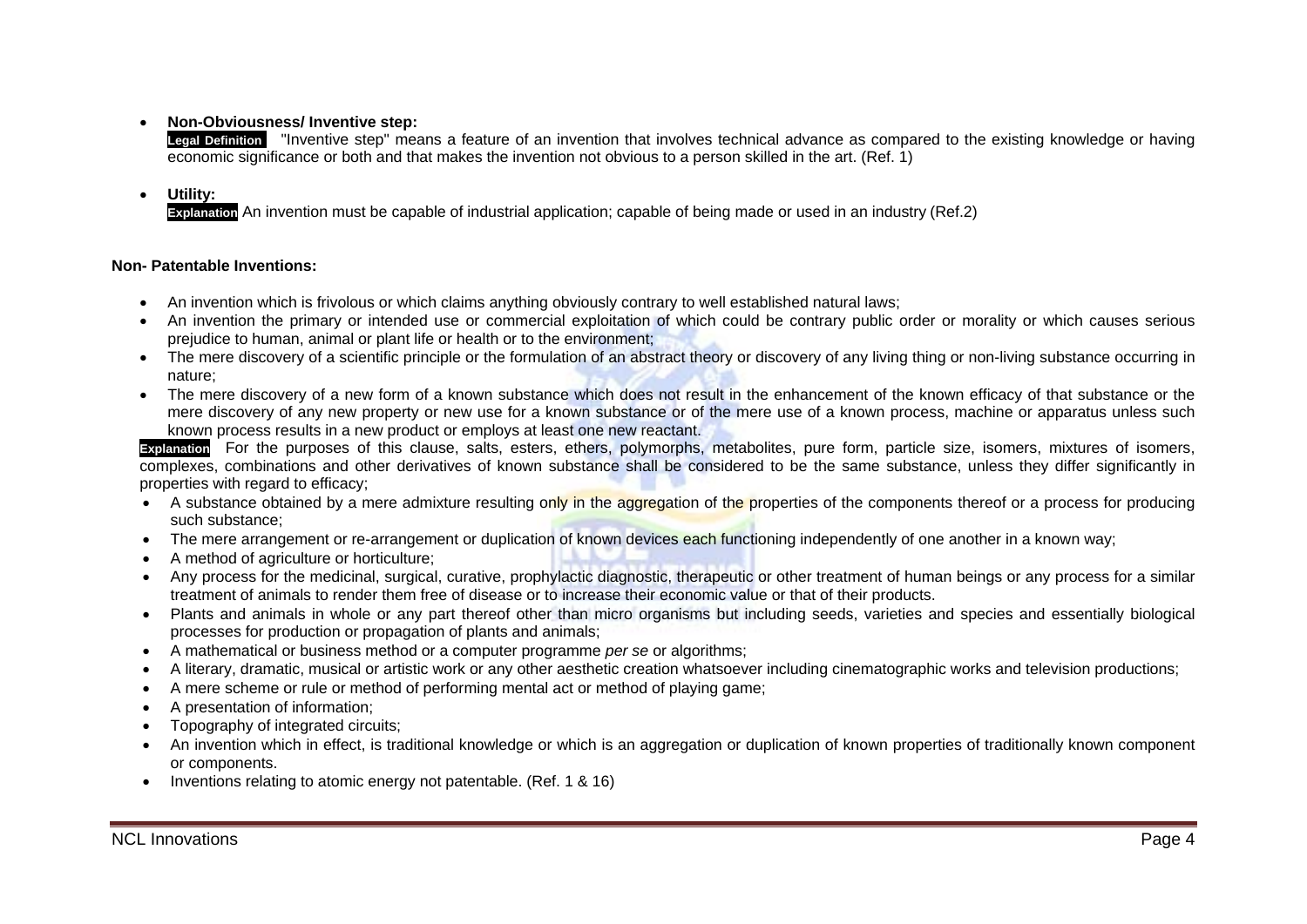- **Non-Obviousness/ Inventive step:**
  **Legal Definition** "Inventive step" means a feature of an invention that involves technical advance as compared to the existing knowledge or having economic significance or both and that makes the invention not obvious to a person skilled in the art. (Ref. 1)

- **Utility:**
  **Explanation** An invention must be capable of industrial application; capable of being made or used in an industry (Ref.2)

**Non- Patentable Inventions:**

- An invention which is frivolous or which claims anything obviously contrary to well established natural laws;
- An invention the primary or intended use or commercial exploitation of which could be contrary public order or morality or which causes serious prejudice to human, animal or plant life or health or to the environment;
- The mere discovery of a scientific principle or the formulation of an abstract theory or discovery of any living thing or non-living substance occurring in nature;
- The mere discovery of a new form of a known substance which does not result in the enhancement of the known efficacy of that substance or the mere discovery of any new property or new use for a known substance or of the mere use of a known process, machine or apparatus unless such known process results in a new product or employs at least one new reactant.

**Explanation** For the purposes of this clause, salts, esters, ethers, polymorphs, metabolites, pure form, particle size, isomers, mixtures of isomers, complexes, combinations and other derivatives of known substance shall be considered to be the same substance, unless they differ significantly in properties with regard to efficacy;

- A substance obtained by a mere admixture resulting only in the aggregation of the properties of the components thereof or a process for producing such substance;
- The mere arrangement or re-arrangement or duplication of known devices each functioning independently of one another in a known way;
- A method of agriculture or horticulture;
- Any process for the medicinal, surgical, curative, prophylactic diagnostic, therapeutic or other treatment of human beings or any process for a similar treatment of animals to render them free of disease or to increase their economic value or that of their products.
- Plants and animals in whole or any part thereof other than micro organisms but including seeds, varieties and species and essentially biological processes for production or propagation of plants and animals;
- A mathematical or business method or a computer programme *per se* or algorithms;
- A literary, dramatic, musical or artistic work or any other aesthetic creation whatsoever including cinematographic works and television productions;
- A mere scheme or rule or method of performing mental act or method of playing game;
- A presentation of information;
- Topography of integrated circuits;
- An invention which in effect, is traditional knowledge or which is an aggregation or duplication of known properties of traditionally known component or components.
- Inventions relating to atomic energy not patentable. (Ref. 1 & 16)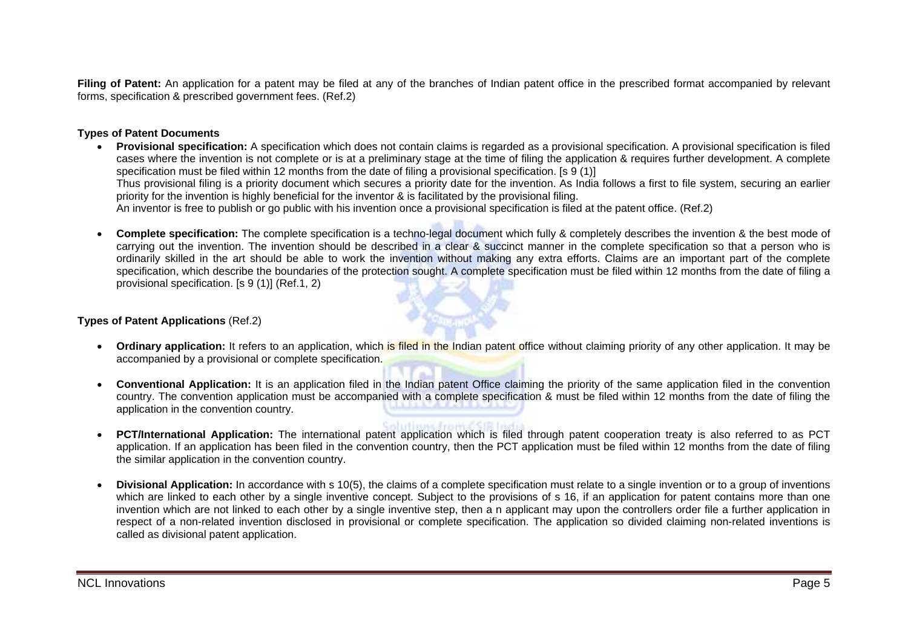**Filing of Patent:** An application for a patent may be filed at any of the branches of Indian patent office in the prescribed format accompanied by relevant forms, specification & prescribed government fees. (Ref.2)

**Types of Patent Documents**

- **Provisional specification:** A specification which does not contain claims is regarded as a provisional specification. A provisional specification is filed cases where the invention is not complete or is at a preliminary stage at the time of filing the application & requires further development. A complete specification must be filed within 12 months from the date of filing a provisional specification. [s 9 (1)]
  Thus provisional filing is a priority document which secures a priority date for the invention. As India follows a first to file system, securing an earlier priority for the invention is highly beneficial for the inventor & is facilitated by the provisional filing.
  An inventor is free to publish or go public with his invention once a provisional specification is filed at the patent office. (Ref.2)

- **Complete specification:** The complete specification is a techno-legal document which fully & completely describes the invention & the best mode of carrying out the invention. The invention should be described in a clear & succinct manner in the complete specification so that a person who is ordinarily skilled in the art should be able to work the invention without making any extra efforts. Claims are an important part of the complete specification, which describe the boundaries of the protection sought. A complete specification must be filed within 12 months from the date of filing a provisional specification. [s 9 (1)] (Ref.1, 2)

**Types of Patent Applications** (Ref.2)

- **Ordinary application:** It refers to an application, which is filed in the Indian patent office without claiming priority of any other application. It may be accompanied by a provisional or complete specification.

- **Conventional Application:** It is an application filed in the Indian patent Office claiming the priority of the same application filed in the convention country. The convention application must be accompanied with a complete specification & must be filed within 12 months from the date of filing the application in the convention country.

- **PCT/International Application:** The international patent application which is filed through patent cooperation treaty is also referred to as PCT application. If an application has been filed in the convention country, then the PCT application must be filed within 12 months from the date of filing the similar application in the convention country.

- **Divisional Application:** In accordance with s 10(5), the claims of a complete specification must relate to a single invention or to a group of inventions which are linked to each other by a single inventive concept. Subject to the provisions of s 16, if an application for patent contains more than one invention which are not linked to each other by a single inventive step, then a n applicant may upon the controllers order file a further application in respect of a non-related invention disclosed in provisional or complete specification. The application so divided claiming non-related inventions is called as divisional patent application.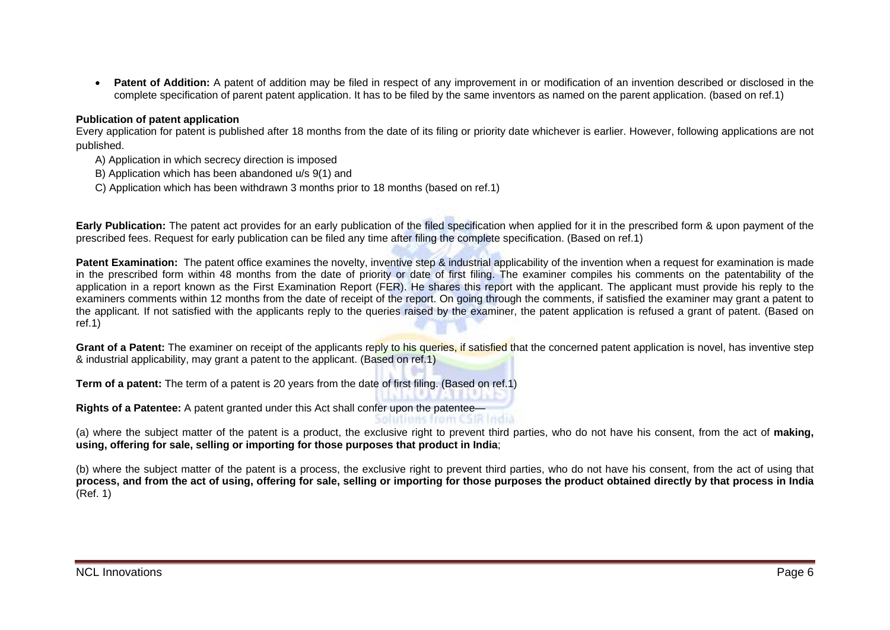- **Patent of Addition:** A patent of addition may be filed in respect of any improvement in or modification of an invention described or disclosed in the complete specification of parent patent application. It has to be filed by the same inventors as named on the parent application. (based on ref.1)

**Publication of patent application**

Every application for patent is published after 18 months from the date of its filing or priority date whichever is earlier. However, following applications are not published.

A) Application in which secrecy direction is imposed

B) Application which has been abandoned u/s 9(1) and

C) Application which has been withdrawn 3 months prior to 18 months (based on ref.1)

**Early Publication:** The patent act provides for an early publication of the filed specification when applied for it in the prescribed form & upon payment of the prescribed fees. Request for early publication can be filed any time after filing the complete specification. (Based on ref.1)

**Patent Examination:** The patent office examines the novelty, inventive step & industrial applicability of the invention when a request for examination is made in the prescribed form within 48 months from the date of priority or date of first filing. The examiner compiles his comments on the patentability of the application in a report known as the First Examination Report (FER). He shares this report with the applicant. The applicant must provide his reply to the examiners comments within 12 months from the date of receipt of the report. On going through the comments, if satisfied the examiner may grant a patent to the applicant. If not satisfied with the applicants reply to the queries raised by the examiner, the patent application is refused a grant of patent. (Based on ref.1)

**Grant of a Patent:** The examiner on receipt of the applicants reply to his queries, if satisfied that the concerned patent application is novel, has inventive step & industrial applicability, may grant a patent to the applicant. (Based on ref.1)

**Term of a patent:** The term of a patent is 20 years from the date of first filing. (Based on ref.1)

**Rights of a Patentee:** A patent granted under this Act shall confer upon the patentee—

(a) where the subject matter of the patent is a product, the exclusive right to prevent third parties, who do not have his consent, from the act of **making, using, offering for sale, selling or importing for those purposes that product in India**;

(b) where the subject matter of the patent is a process, the exclusive right to prevent third parties, who do not have his consent, from the act of using that **process, and from the act of using, offering for sale, selling or importing for those purposes the product obtained directly by that process in India** (Ref. 1)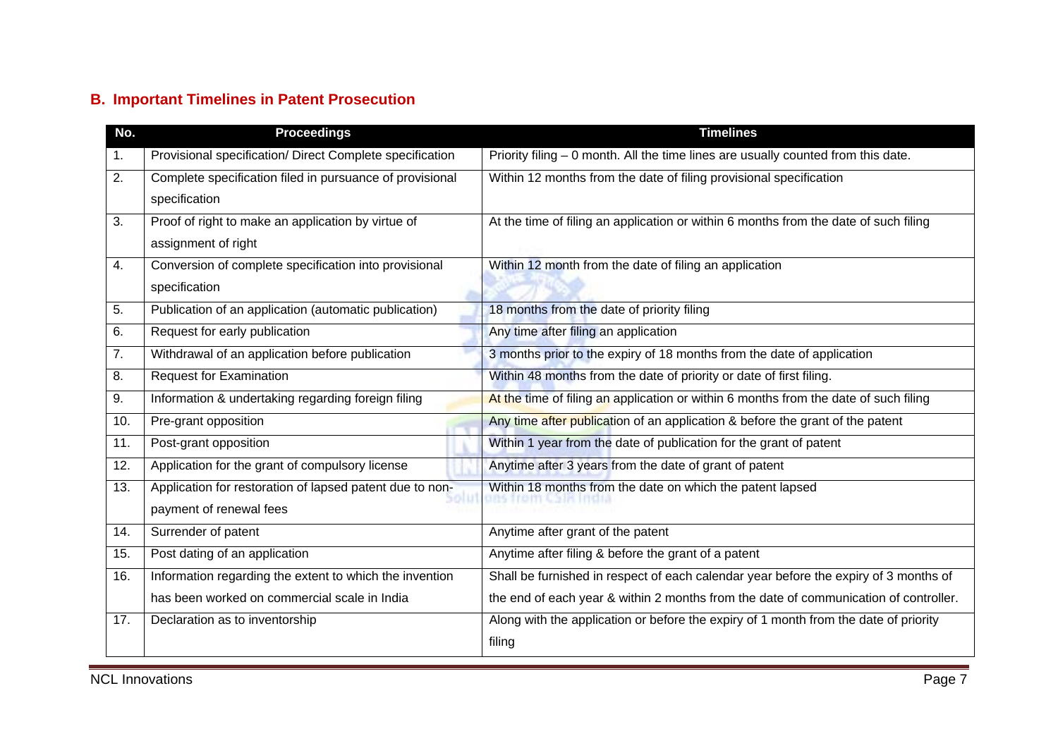## B. Important Timelines in Patent Prosecution

| No. | Proceedings | Timelines |
|---|---|---|
| 1. | Provisional specification/ Direct Complete specification | Priority filing – 0 month. All the time lines are usually counted from this date. |
| 2. | Complete specification filed in pursuance of provisional specification | Within 12 months from the date of filing provisional specification |
| 3. | Proof of right to make an application by virtue of assignment of right | At the time of filing an application or within 6 months from the date of such filing |
| 4. | Conversion of complete specification into provisional specification | Within 12 month from the date of filing an application |
| 5. | Publication of an application (automatic publication) | 18 months from the date of priority filing |
| 6. | Request for early publication | Any time after filing an application |
| 7. | Withdrawal of an application before publication | 3 months prior to the expiry of 18 months from the date of application |
| 8. | Request for Examination | Within 48 months from the date of priority or date of first filing. |
| 9. | Information & undertaking regarding foreign filing | At the time of filing an application or within 6 months from the date of such filing |
| 10. | Pre-grant opposition | Any time after publication of an application & before the grant of the patent |
| 11. | Post-grant opposition | Within 1 year from the date of publication for the grant of patent |
| 12. | Application for the grant of compulsory license | Anytime after 3 years from the date of grant of patent |
| 13. | Application for restoration of lapsed patent due to non-payment of renewal fees | Within 18 months from the date on which the patent lapsed |
| 14. | Surrender of patent | Anytime after grant of the patent |
| 15. | Post dating of an application | Anytime after filing & before the grant of a patent |
| 16. | Information regarding the extent to which the invention has been worked on commercial scale in India | Shall be furnished in respect of each calendar year before the expiry of 3 months of the end of each year & within 2 months from the date of communication of controller. |
| 17. | Declaration as to inventorship | Along with the application or before the expiry of 1 month from the date of priority filing |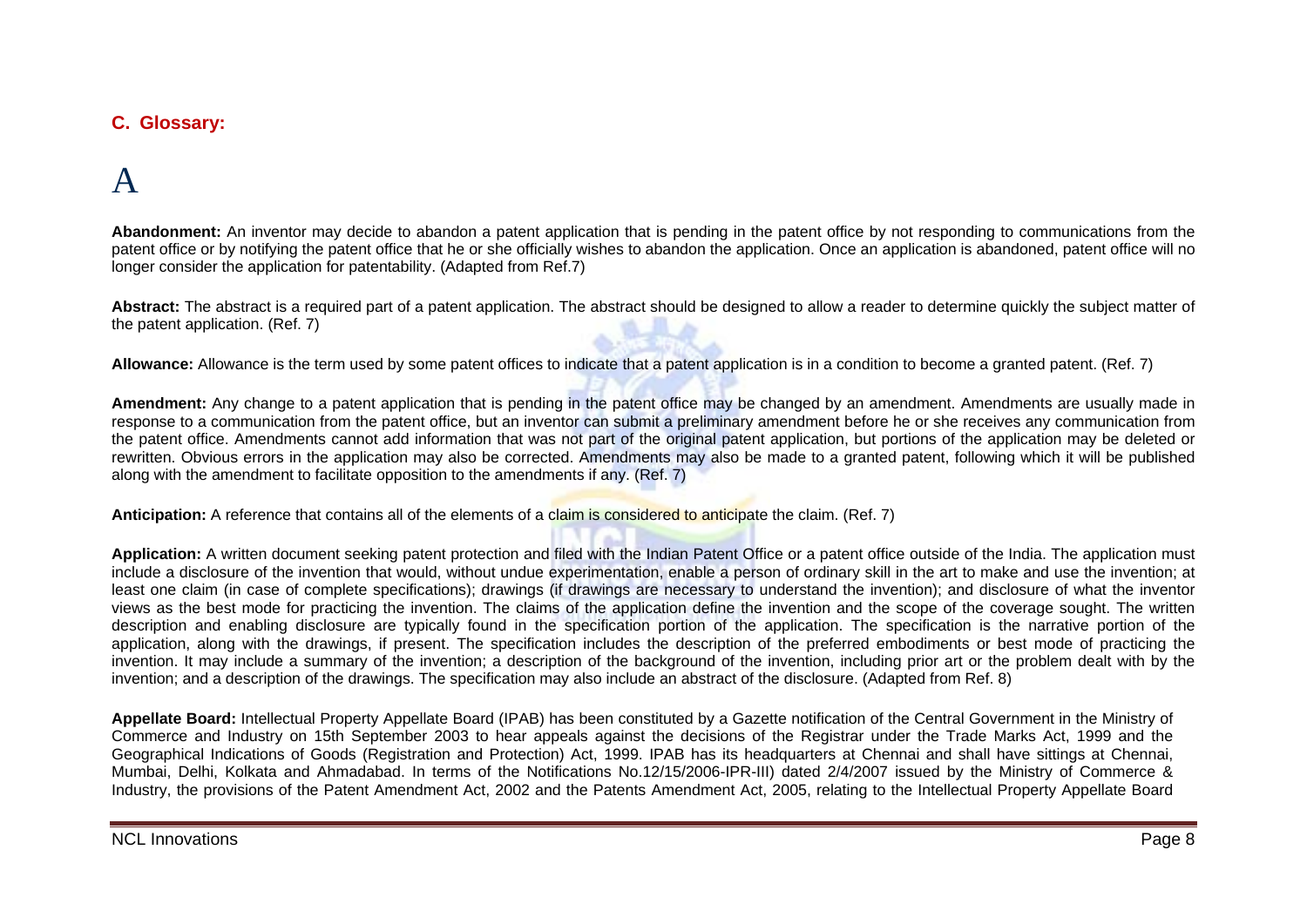## C. Glossary:

# A

**Abandonment:** An inventor may decide to abandon a patent application that is pending in the patent office by not responding to communications from the patent office or by notifying the patent office that he or she officially wishes to abandon the application. Once an application is abandoned, patent office will no longer consider the application for patentability. (Adapted from Ref.7)

**Abstract:** The abstract is a required part of a patent application. The abstract should be designed to allow a reader to determine quickly the subject matter of the patent application. (Ref. 7)

**Allowance:** Allowance is the term used by some patent offices to indicate that a patent application is in a condition to become a granted patent. (Ref. 7)

**Amendment:** Any change to a patent application that is pending in the patent office may be changed by an amendment. Amendments are usually made in response to a communication from the patent office, but an inventor can submit a preliminary amendment before he or she receives any communication from the patent office. Amendments cannot add information that was not part of the original patent application, but portions of the application may be deleted or rewritten. Obvious errors in the application may also be corrected. Amendments may also be made to a granted patent, following which it will be published along with the amendment to facilitate opposition to the amendments if any. (Ref. 7)

**Anticipation:** A reference that contains all of the elements of a claim is considered to anticipate the claim. (Ref. 7)

**Application:** A written document seeking patent protection and filed with the Indian Patent Office or a patent office outside of the India. The application must include a disclosure of the invention that would, without undue experimentation, enable a person of ordinary skill in the art to make and use the invention; at least one claim (in case of complete specifications); drawings (if drawings are necessary to understand the invention); and disclosure of what the inventor views as the best mode for practicing the invention. The claims of the application define the invention and the scope of the coverage sought. The written description and enabling disclosure are typically found in the specification portion of the application. The specification is the narrative portion of the application, along with the drawings, if present. The specification includes the description of the preferred embodiments or best mode of practicing the invention. It may include a summary of the invention; a description of the background of the invention, including prior art or the problem dealt with by the invention; and a description of the drawings. The specification may also include an abstract of the disclosure. (Adapted from Ref. 8)

**Appellate Board:** Intellectual Property Appellate Board (IPAB) has been constituted by a Gazette notification of the Central Government in the Ministry of Commerce and Industry on 15th September 2003 to hear appeals against the decisions of the Registrar under the Trade Marks Act, 1999 and the Geographical Indications of Goods (Registration and Protection) Act, 1999. IPAB has its headquarters at Chennai and shall have sittings at Chennai, Mumbai, Delhi, Kolkata and Ahmadabad. In terms of the Notifications No.12/15/2006-IPR-III) dated 2/4/2007 issued by the Ministry of Commerce & Industry, the provisions of the Patent Amendment Act, 2002 and the Patents Amendment Act, 2005, relating to the Intellectual Property Appellate Board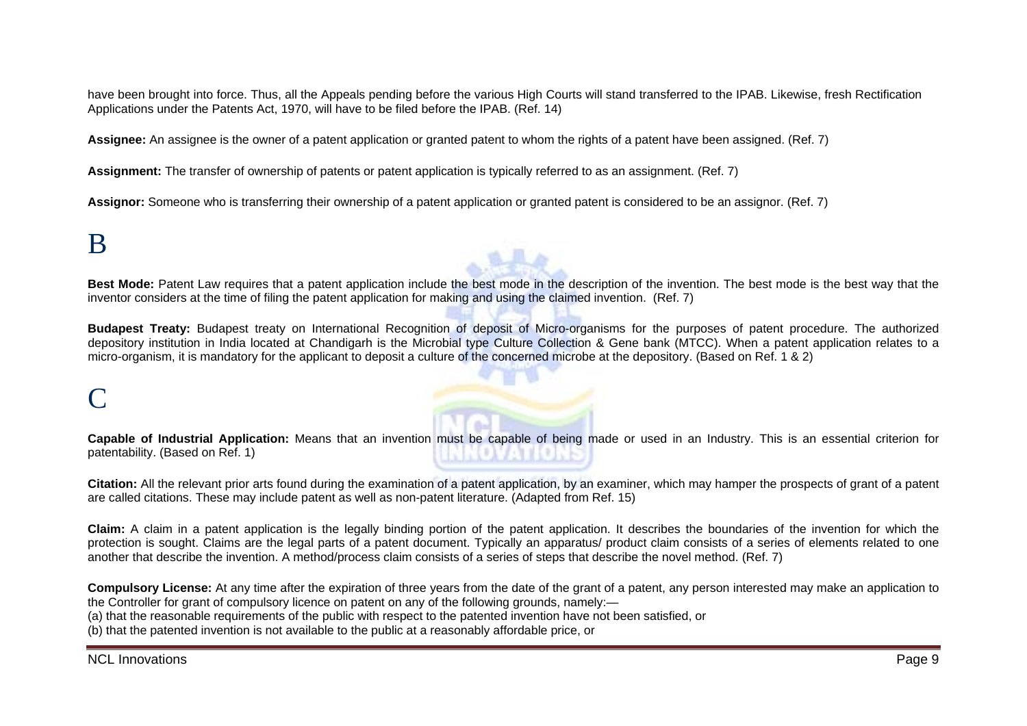have been brought into force. Thus, all the Appeals pending before the various High Courts will stand transferred to the IPAB. Likewise, fresh Rectification Applications under the Patents Act, 1970, will have to be filed before the IPAB. (Ref. 14)

**Assignee:** An assignee is the owner of a patent application or granted patent to whom the rights of a patent have been assigned. (Ref. 7)

**Assignment:** The transfer of ownership of patents or patent application is typically referred to as an assignment. (Ref. 7)

**Assignor:** Someone who is transferring their ownership of a patent application or granted patent is considered to be an assignor. (Ref. 7)

# B

**Best Mode:** Patent Law requires that a patent application include the best mode in the description of the invention. The best mode is the best way that the inventor considers at the time of filing the patent application for making and using the claimed invention. (Ref. 7)

**Budapest Treaty:** Budapest treaty on International Recognition of deposit of Micro-organisms for the purposes of patent procedure. The authorized depository institution in India located at Chandigarh is the Microbial type Culture Collection & Gene bank (MTCC). When a patent application relates to a micro-organism, it is mandatory for the applicant to deposit a culture of the concerned microbe at the depository. (Based on Ref. 1 & 2)

# C

**Capable of Industrial Application:** Means that an invention must be capable of being made or used in an Industry. This is an essential criterion for patentability. (Based on Ref. 1)

**Citation:** All the relevant prior arts found during the examination of a patent application, by an examiner, which may hamper the prospects of grant of a patent are called citations. These may include patent as well as non-patent literature. (Adapted from Ref. 15)

**Claim:** A claim in a patent application is the legally binding portion of the patent application. It describes the boundaries of the invention for which the protection is sought. Claims are the legal parts of a patent document. Typically an apparatus/ product claim consists of a series of elements related to one another that describe the invention. A method/process claim consists of a series of steps that describe the novel method. (Ref. 7)

**Compulsory License:** At any time after the expiration of three years from the date of the grant of a patent, any person interested may make an application to the Controller for grant of compulsory licence on patent on any of the following grounds, namely:—
(a) that the reasonable requirements of the public with respect to the patented invention have not been satisfied, or
(b) that the patented invention is not available to the public at a reasonably affordable price, or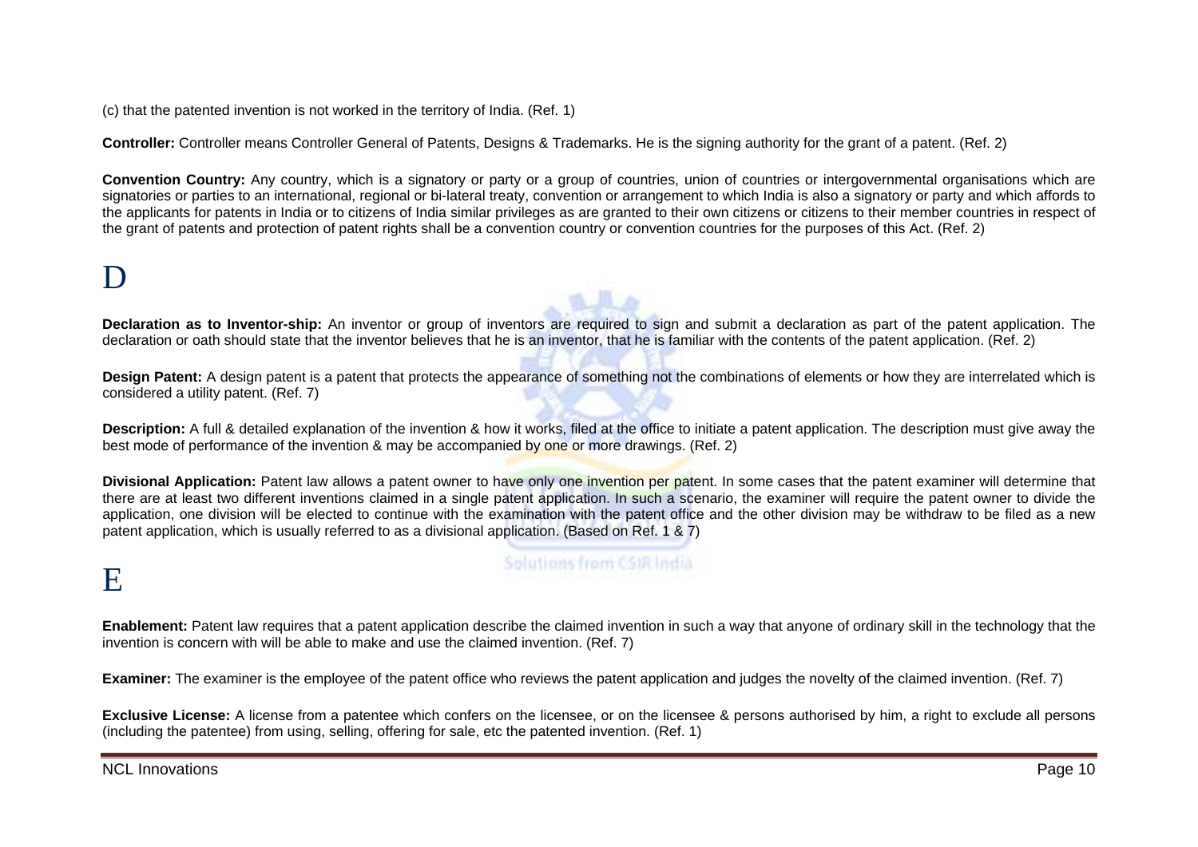(c) that the patented invention is not worked in the territory of India. (Ref. 1)

**Controller:** Controller means Controller General of Patents, Designs & Trademarks. He is the signing authority for the grant of a patent. (Ref. 2)

**Convention Country:** Any country, which is a signatory or party or a group of countries, union of countries or intergovernmental organisations which are signatories or parties to an international, regional or bi-lateral treaty, convention or arrangement to which India is also a signatory or party and which affords to the applicants for patents in India or to citizens of India similar privileges as are granted to their own citizens or citizens to their member countries in respect of the grant of patents and protection of patent rights shall be a convention country or convention countries for the purposes of this Act. (Ref. 2)

# D

**Declaration as to Inventor-ship:** An inventor or group of inventors are required to sign and submit a declaration as part of the patent application. The declaration or oath should state that the inventor believes that he is an inventor, that he is familiar with the contents of the patent application. (Ref. 2)

**Design Patent:** A design patent is a patent that protects the appearance of something not the combinations of elements or how they are interrelated which is considered a utility patent. (Ref. 7)

**Description:** A full & detailed explanation of the invention & how it works, filed at the office to initiate a patent application. The description must give away the best mode of performance of the invention & may be accompanied by one or more drawings. (Ref. 2)

**Divisional Application:** Patent law allows a patent owner to have only one invention per patent. In some cases that the patent examiner will determine that there are at least two different inventions claimed in a single patent application. In such a scenario, the examiner will require the patent owner to divide the application, one division will be elected to continue with the examination with the patent office and the other division may be withdraw to be filed as a new patent application, which is usually referred to as a divisional application. (Based on Ref. 1 & 7)

# E

**Enablement:** Patent law requires that a patent application describe the claimed invention in such a way that anyone of ordinary skill in the technology that the invention is concern with will be able to make and use the claimed invention. (Ref. 7)

**Examiner:** The examiner is the employee of the patent office who reviews the patent application and judges the novelty of the claimed invention. (Ref. 7)

**Exclusive License:** A license from a patentee which confers on the licensee, or on the licensee & persons authorised by him, a right to exclude all persons (including the patentee) from using, selling, offering for sale, etc the patented invention. (Ref. 1)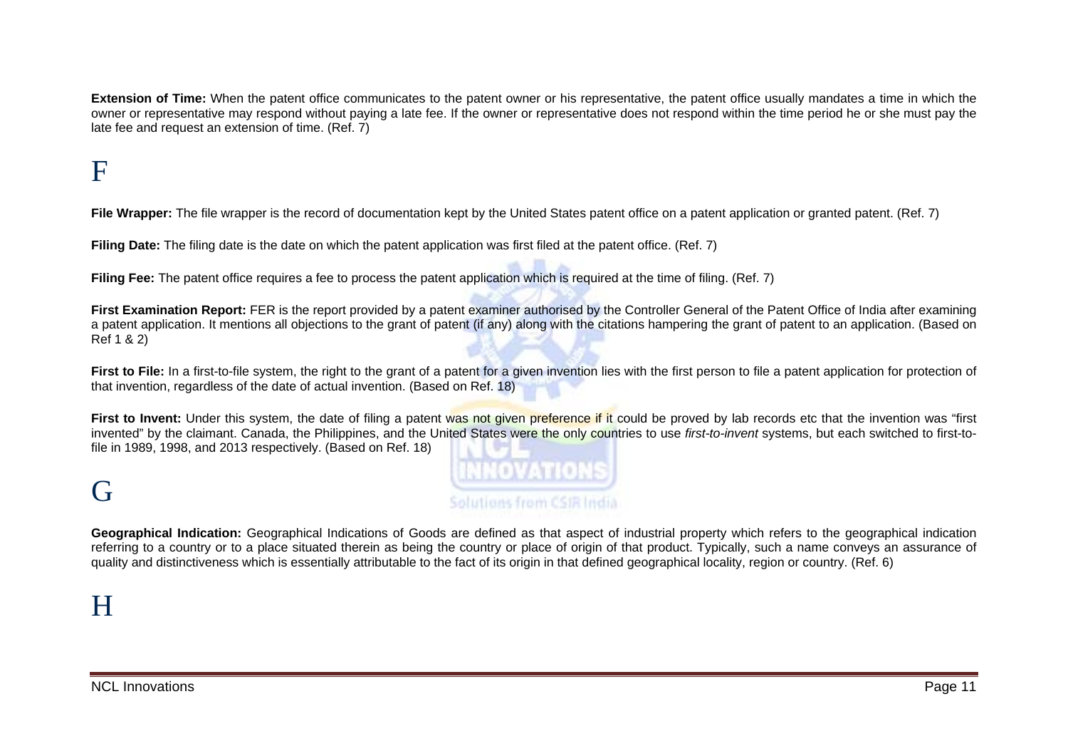**Extension of Time:** When the patent office communicates to the patent owner or his representative, the patent office usually mandates a time in which the owner or representative may respond without paying a late fee. If the owner or representative does not respond within the time period he or she must pay the late fee and request an extension of time. (Ref. 7)

# F

**File Wrapper:** The file wrapper is the record of documentation kept by the United States patent office on a patent application or granted patent. (Ref. 7)

**Filing Date:** The filing date is the date on which the patent application was first filed at the patent office. (Ref. 7)

**Filing Fee:** The patent office requires a fee to process the patent application which is required at the time of filing. (Ref. 7)

**First Examination Report:** FER is the report provided by a patent examiner authorised by the Controller General of the Patent Office of India after examining a patent application. It mentions all objections to the grant of patent (if any) along with the citations hampering the grant of patent to an application. (Based on Ref 1 & 2)

**First to File:** In a first-to-file system, the right to the grant of a patent for a given invention lies with the first person to file a patent application for protection of that invention, regardless of the date of actual invention. (Based on Ref. 18)

**First to Invent:** Under this system, the date of filing a patent was not given preference if it could be proved by lab records etc that the invention was "first invented" by the claimant. Canada, the Philippines, and the United States were the only countries to use *first-to-invent* systems, but each switched to first-to-file in 1989, 1998, and 2013 respectively. (Based on Ref. 18)

# G

**Geographical Indication:** Geographical Indications of Goods are defined as that aspect of industrial property which refers to the geographical indication referring to a country or to a place situated therein as being the country or place of origin of that product. Typically, such a name conveys an assurance of quality and distinctiveness which is essentially attributable to the fact of its origin in that defined geographical locality, region or country. (Ref. 6)

# H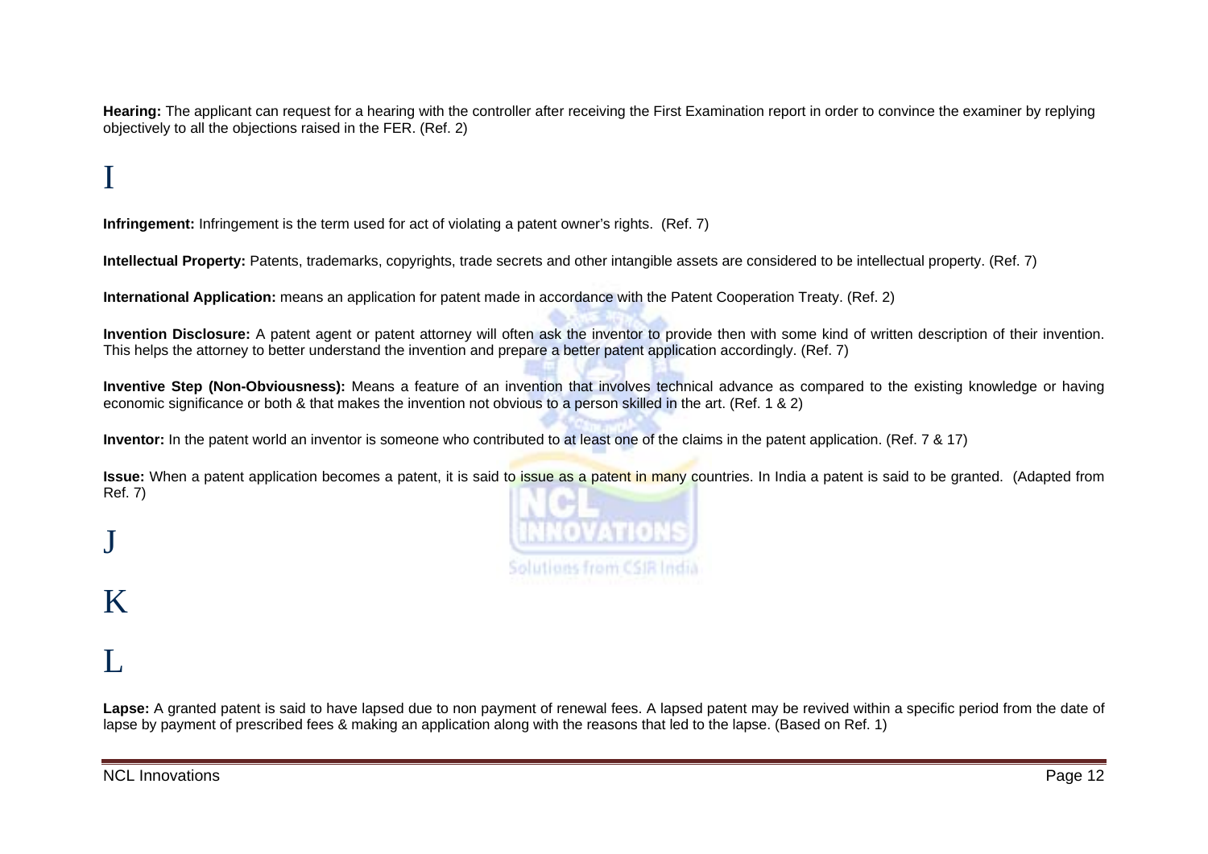**Hearing:** The applicant can request for a hearing with the controller after receiving the First Examination report in order to convince the examiner by replying objectively to all the objections raised in the FER. (Ref. 2)

# I

**Infringement:** Infringement is the term used for act of violating a patent owner's rights. (Ref. 7)

**Intellectual Property:** Patents, trademarks, copyrights, trade secrets and other intangible assets are considered to be intellectual property. (Ref. 7)

**International Application:** means an application for patent made in accordance with the Patent Cooperation Treaty. (Ref. 2)

**Invention Disclosure:** A patent agent or patent attorney will often ask the inventor to provide then with some kind of written description of their invention. This helps the attorney to better understand the invention and prepare a better patent application accordingly. (Ref. 7)

**Inventive Step (Non-Obviousness):** Means a feature of an invention that involves technical advance as compared to the existing knowledge or having economic significance or both & that makes the invention not obvious to a person skilled in the art. (Ref. 1 & 2)

**Inventor:** In the patent world an inventor is someone who contributed to at least one of the claims in the patent application. (Ref. 7 & 17)

**Issue:** When a patent application becomes a patent, it is said to issue as a patent in many countries. In India a patent is said to be granted. (Adapted from Ref. 7)

# J

# K

# L

**Lapse:** A granted patent is said to have lapsed due to non payment of renewal fees. A lapsed patent may be revived within a specific period from the date of lapse by payment of prescribed fees & making an application along with the reasons that led to the lapse. (Based on Ref. 1)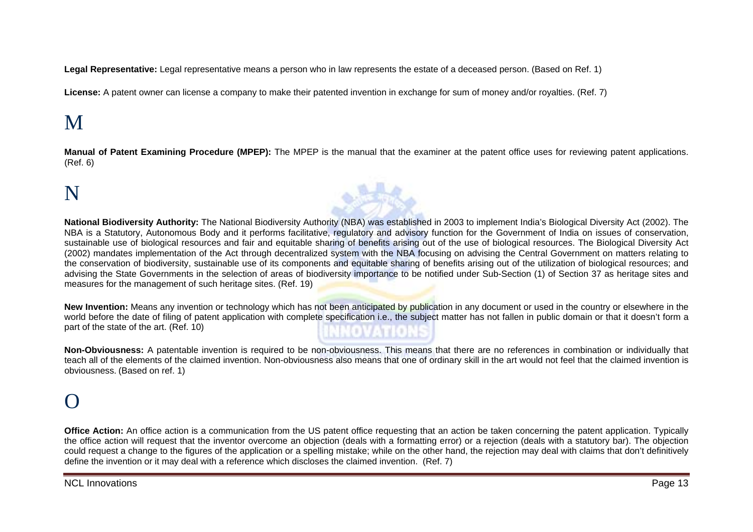**Legal Representative:** Legal representative means a person who in law represents the estate of a deceased person. (Based on Ref. 1)

**License:** A patent owner can license a company to make their patented invention in exchange for sum of money and/or royalties. (Ref. 7)

# M

**Manual of Patent Examining Procedure (MPEP):** The MPEP is the manual that the examiner at the patent office uses for reviewing patent applications. (Ref. 6)

# N

**National Biodiversity Authority:** The National Biodiversity Authority (NBA) was established in 2003 to implement India's Biological Diversity Act (2002). The NBA is a Statutory, Autonomous Body and it performs facilitative, regulatory and advisory function for the Government of India on issues of conservation, sustainable use of biological resources and fair and equitable sharing of benefits arising out of the use of biological resources. The Biological Diversity Act (2002) mandates implementation of the Act through decentralized system with the NBA focusing on advising the Central Government on matters relating to the conservation of biodiversity, sustainable use of its components and equitable sharing of benefits arising out of the utilization of biological resources; and advising the State Governments in the selection of areas of biodiversity importance to be notified under Sub-Section (1) of Section 37 as heritage sites and measures for the management of such heritage sites. (Ref. 19)

**New Invention:** Means any invention or technology which has not been anticipated by publication in any document or used in the country or elsewhere in the world before the date of filing of patent application with complete specification i.e., the subject matter has not fallen in public domain or that it doesn't form a part of the state of the art. (Ref. 10)

**Non-Obviousness:** A patentable invention is required to be non-obviousness. This means that there are no references in combination or individually that teach all of the elements of the claimed invention. Non-obviousness also means that one of ordinary skill in the art would not feel that the claimed invention is obviousness. (Based on ref. 1)

# O

**Office Action:** An office action is a communication from the US patent office requesting that an action be taken concerning the patent application. Typically the office action will request that the inventor overcome an objection (deals with a formatting error) or a rejection (deals with a statutory bar). The objection could request a change to the figures of the application or a spelling mistake; while on the other hand, the rejection may deal with claims that don't definitively define the invention or it may deal with a reference which discloses the claimed invention. (Ref. 7)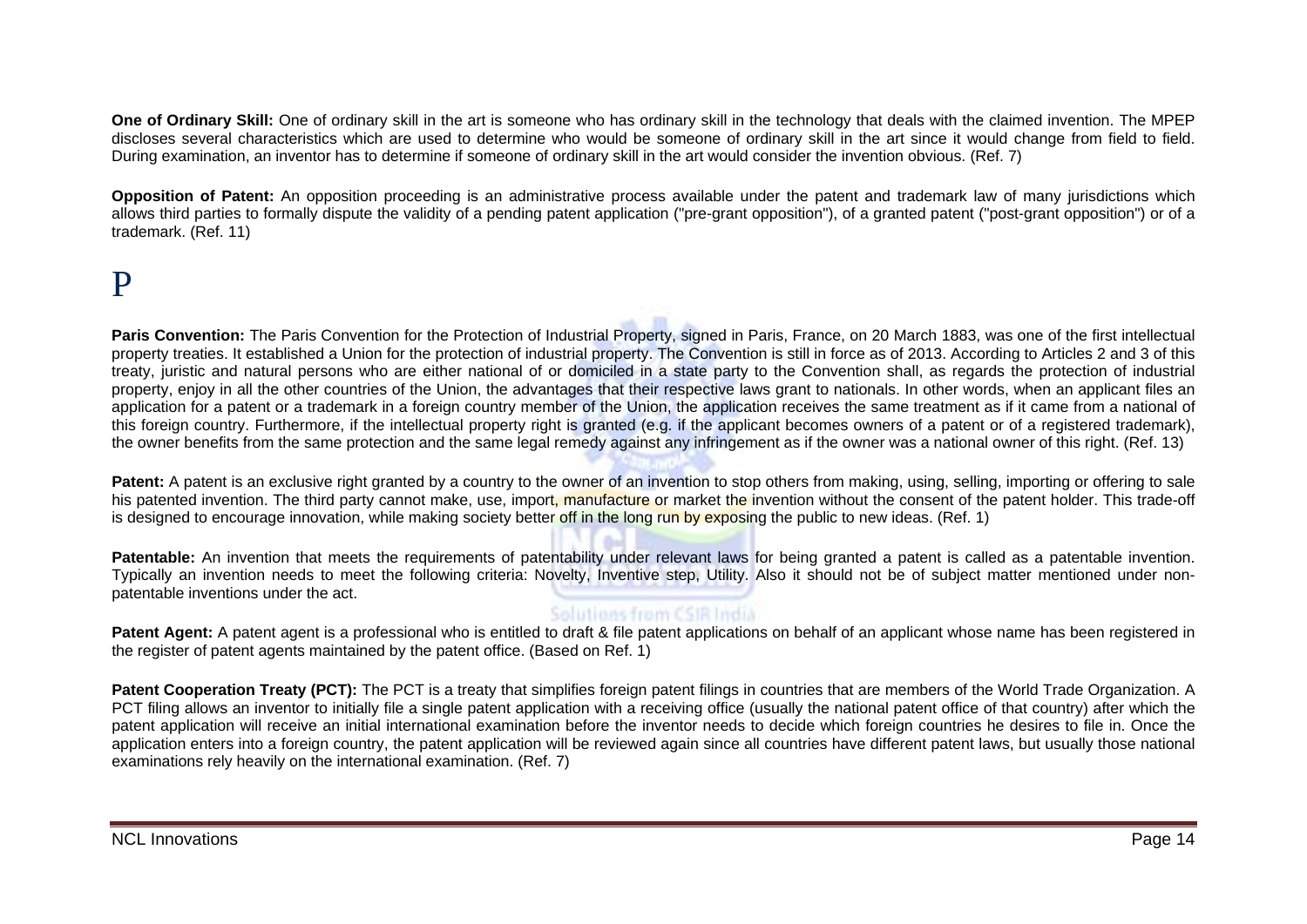**One of Ordinary Skill:** One of ordinary skill in the art is someone who has ordinary skill in the technology that deals with the claimed invention. The MPEP discloses several characteristics which are used to determine who would be someone of ordinary skill in the art since it would change from field to field. During examination, an inventor has to determine if someone of ordinary skill in the art would consider the invention obvious. (Ref. 7)

**Opposition of Patent:** An opposition proceeding is an administrative process available under the patent and trademark law of many jurisdictions which allows third parties to formally dispute the validity of a pending patent application ("pre-grant opposition"), of a granted patent ("post-grant opposition") or of a trademark. (Ref. 11)

# P

**Paris Convention:** The Paris Convention for the Protection of Industrial Property, signed in Paris, France, on 20 March 1883, was one of the first intellectual property treaties. It established a Union for the protection of industrial property. The Convention is still in force as of 2013. According to Articles 2 and 3 of this treaty, juristic and natural persons who are either national of or domiciled in a state party to the Convention shall, as regards the protection of industrial property, enjoy in all the other countries of the Union, the advantages that their respective laws grant to nationals. In other words, when an applicant files an application for a patent or a trademark in a foreign country member of the Union, the application receives the same treatment as if it came from a national of this foreign country. Furthermore, if the intellectual property right is granted (e.g. if the applicant becomes owners of a patent or of a registered trademark), the owner benefits from the same protection and the same legal remedy against any infringement as if the owner was a national owner of this right. (Ref. 13)

**Patent:** A patent is an exclusive right granted by a country to the owner of an invention to stop others from making, using, selling, importing or offering to sale his patented invention. The third party cannot make, use, import, manufacture or market the invention without the consent of the patent holder. This trade-off is designed to encourage innovation, while making society better off in the long run by exposing the public to new ideas. (Ref. 1)

**Patentable:** An invention that meets the requirements of patentability under relevant laws for being granted a patent is called as a patentable invention. Typically an invention needs to meet the following criteria: Novelty, Inventive step, Utility. Also it should not be of subject matter mentioned under non-patentable inventions under the act.

**Patent Agent:** A patent agent is a professional who is entitled to draft & file patent applications on behalf of an applicant whose name has been registered in the register of patent agents maintained by the patent office. (Based on Ref. 1)

**Patent Cooperation Treaty (PCT):** The PCT is a treaty that simplifies foreign patent filings in countries that are members of the World Trade Organization. A PCT filing allows an inventor to initially file a single patent application with a receiving office (usually the national patent office of that country) after which the patent application will receive an initial international examination before the inventor needs to decide which foreign countries he desires to file in. Once the application enters into a foreign country, the patent application will be reviewed again since all countries have different patent laws, but usually those national examinations rely heavily on the international examination. (Ref. 7)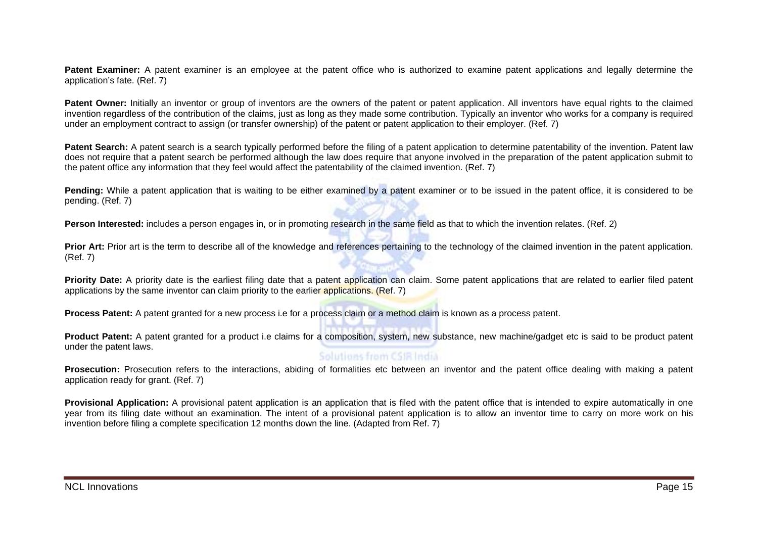**Patent Examiner:** A patent examiner is an employee at the patent office who is authorized to examine patent applications and legally determine the application's fate. (Ref. 7)

**Patent Owner:** Initially an inventor or group of inventors are the owners of the patent or patent application. All inventors have equal rights to the claimed invention regardless of the contribution of the claims, just as long as they made some contribution. Typically an inventor who works for a company is required under an employment contract to assign (or transfer ownership) of the patent or patent application to their employer. (Ref. 7)

**Patent Search:** A patent search is a search typically performed before the filing of a patent application to determine patentability of the invention. Patent law does not require that a patent search be performed although the law does require that anyone involved in the preparation of the patent application submit to the patent office any information that they feel would affect the patentability of the claimed invention. (Ref. 7)

**Pending:** While a patent application that is waiting to be either examined by a patent examiner or to be issued in the patent office, it is considered to be pending. (Ref. 7)

**Person Interested:** includes a person engages in, or in promoting research in the same field as that to which the invention relates. (Ref. 2)

**Prior Art:** Prior art is the term to describe all of the knowledge and references pertaining to the technology of the claimed invention in the patent application. (Ref. 7)

**Priority Date:** A priority date is the earliest filing date that a patent application can claim. Some patent applications that are related to earlier filed patent applications by the same inventor can claim priority to the earlier applications. (Ref. 7)

**Process Patent:** A patent granted for a new process i.e for a process claim or a method claim is known as a process patent.

**Product Patent:** A patent granted for a product i.e claims for a composition, system, new substance, new machine/gadget etc is said to be product patent under the patent laws.

**Prosecution:** Prosecution refers to the interactions, abiding of formalities etc between an inventor and the patent office dealing with making a patent application ready for grant. (Ref. 7)

**Provisional Application:** A provisional patent application is an application that is filed with the patent office that is intended to expire automatically in one year from its filing date without an examination. The intent of a provisional patent application is to allow an inventor time to carry on more work on his invention before filing a complete specification 12 months down the line. (Adapted from Ref. 7)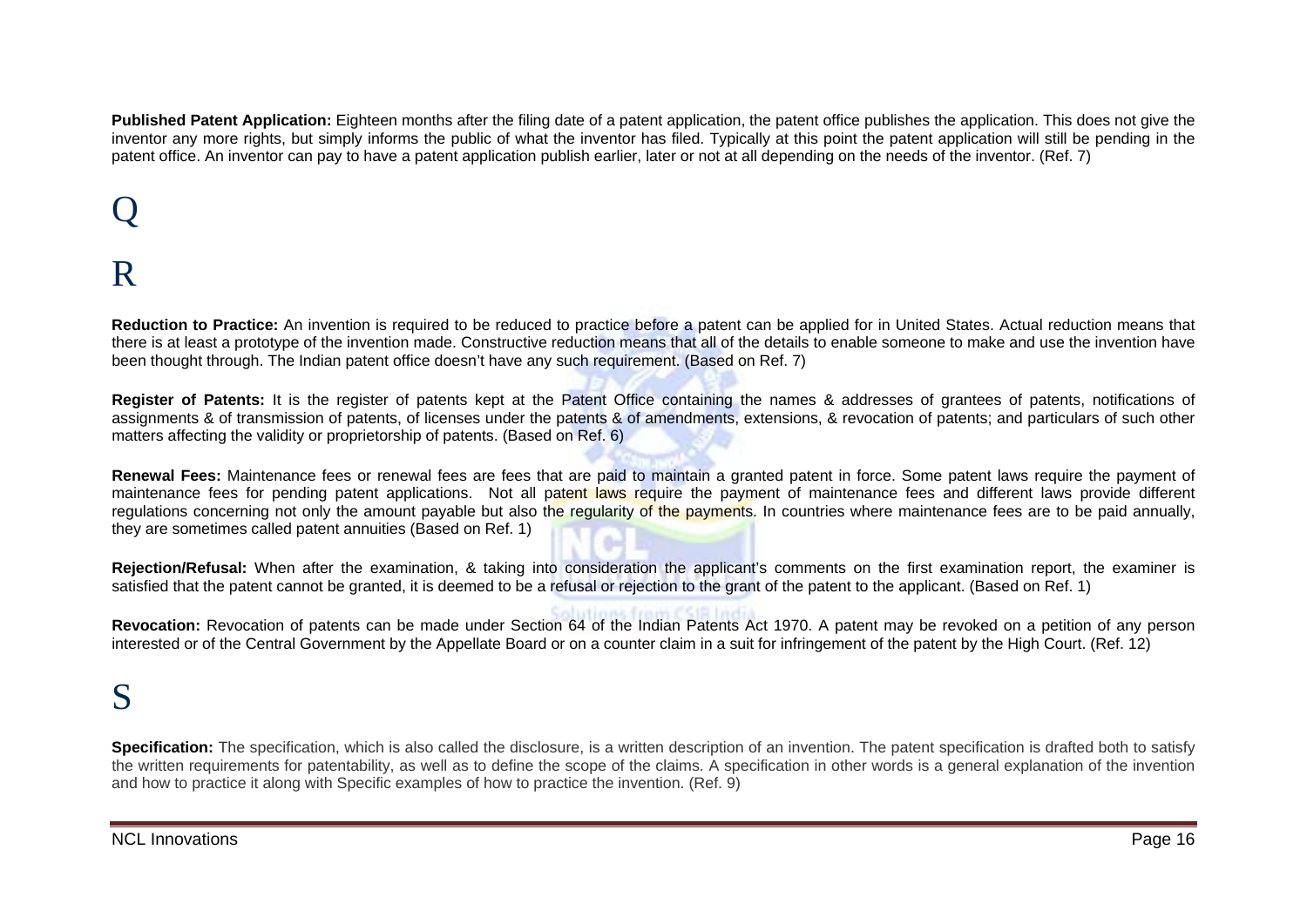**Published Patent Application:** Eighteen months after the filing date of a patent application, the patent office publishes the application. This does not give the inventor any more rights, but simply informs the public of what the inventor has filed. Typically at this point the patent application will still be pending in the patent office. An inventor can pay to have a patent application publish earlier, later or not at all depending on the needs of the inventor. (Ref. 7)

# Q

# R

**Reduction to Practice:** An invention is required to be reduced to practice before a patent can be applied for in United States. Actual reduction means that there is at least a prototype of the invention made. Constructive reduction means that all of the details to enable someone to make and use the invention have been thought through. The Indian patent office doesn't have any such requirement. (Based on Ref. 7)

**Register of Patents:** It is the register of patents kept at the Patent Office containing the names & addresses of grantees of patents, notifications of assignments & of transmission of patents, of licenses under the patents & of amendments, extensions, & revocation of patents; and particulars of such other matters affecting the validity or proprietorship of patents. (Based on Ref. 6)

**Renewal Fees:** Maintenance fees or renewal fees are fees that are paid to maintain a granted patent in force. Some patent laws require the payment of maintenance fees for pending patent applications. Not all patent laws require the payment of maintenance fees and different laws provide different regulations concerning not only the amount payable but also the regularity of the payments. In countries where maintenance fees are to be paid annually, they are sometimes called patent annuities (Based on Ref. 1)

**Rejection/Refusal:** When after the examination, & taking into consideration the applicant's comments on the first examination report, the examiner is satisfied that the patent cannot be granted, it is deemed to be a refusal or rejection to the grant of the patent to the applicant. (Based on Ref. 1)

**Revocation:** Revocation of patents can be made under Section 64 of the Indian Patents Act 1970. A patent may be revoked on a petition of any person interested or of the Central Government by the Appellate Board or on a counter claim in a suit for infringement of the patent by the High Court. (Ref. 12)

# S

**Specification:** The specification, which is also called the disclosure, is a written description of an invention. The patent specification is drafted both to satisfy the written requirements for patentability, as well as to define the scope of the claims. A specification in other words is a general explanation of the invention and how to practice it along with Specific examples of how to practice the invention. (Ref. 9)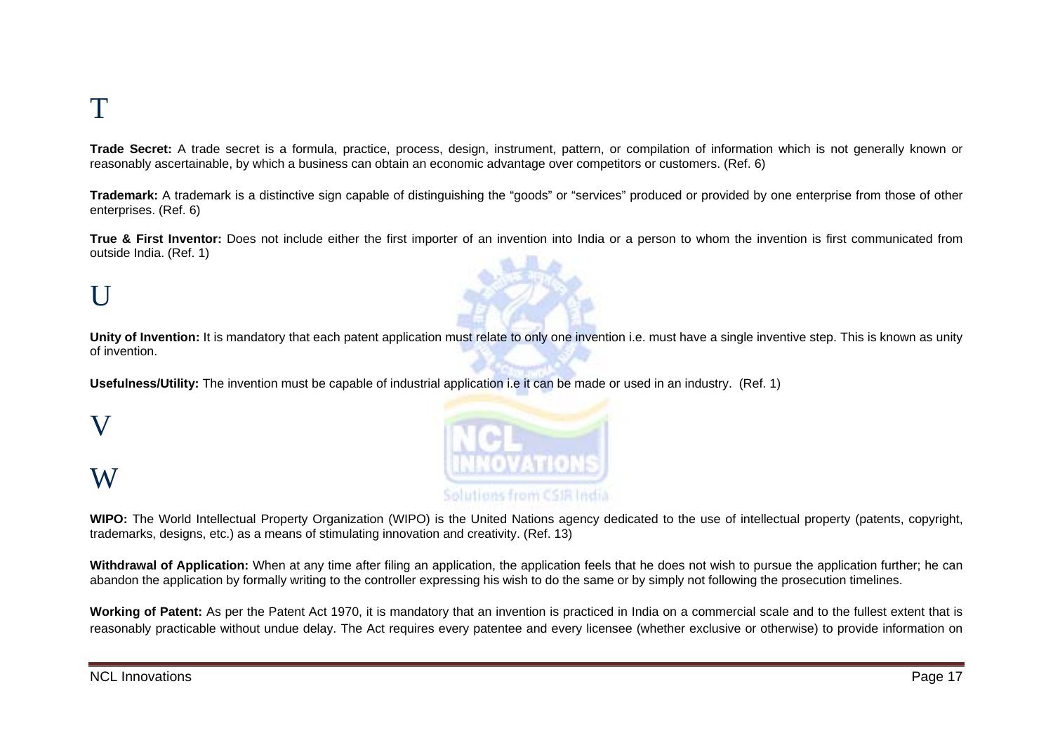# T

**Trade Secret:** A trade secret is a formula, practice, process, design, instrument, pattern, or compilation of information which is not generally known or reasonably ascertainable, by which a business can obtain an economic advantage over competitors or customers. (Ref. 6)

**Trademark:** A trademark is a distinctive sign capable of distinguishing the "goods" or "services" produced or provided by one enterprise from those of other enterprises. (Ref. 6)

**True & First Inventor:** Does not include either the first importer of an invention into India or a person to whom the invention is first communicated from outside India. (Ref. 1)

# U

**Unity of Invention:** It is mandatory that each patent application must relate to only one invention i.e. must have a single inventive step. This is known as unity of invention.

**Usefulness/Utility:** The invention must be capable of industrial application i.e it can be made or used in an industry. (Ref. 1)

# V

# W

**WIPO:** The World Intellectual Property Organization (WIPO) is the United Nations agency dedicated to the use of intellectual property (patents, copyright, trademarks, designs, etc.) as a means of stimulating innovation and creativity. (Ref. 13)

**Withdrawal of Application:** When at any time after filing an application, the application feels that he does not wish to pursue the application further; he can abandon the application by formally writing to the controller expressing his wish to do the same or by simply not following the prosecution timelines.

**Working of Patent:** As per the Patent Act 1970, it is mandatory that an invention is practiced in India on a commercial scale and to the fullest extent that is reasonably practicable without undue delay. The Act requires every patentee and every licensee (whether exclusive or otherwise) to provide information on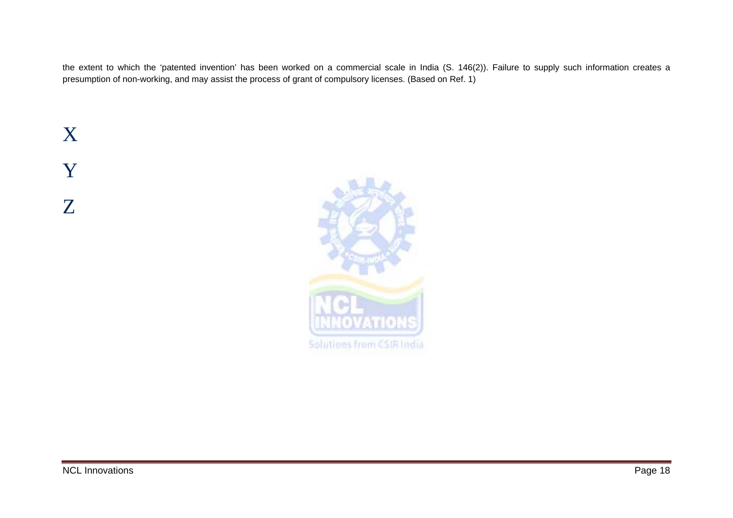the extent to which the 'patented invention' has been worked on a commercial scale in India (S. 146(2)). Failure to supply such information creates a presumption of non-working, and may assist the process of grant of compulsory licenses. (Based on Ref. 1)

# X

# Y

# Z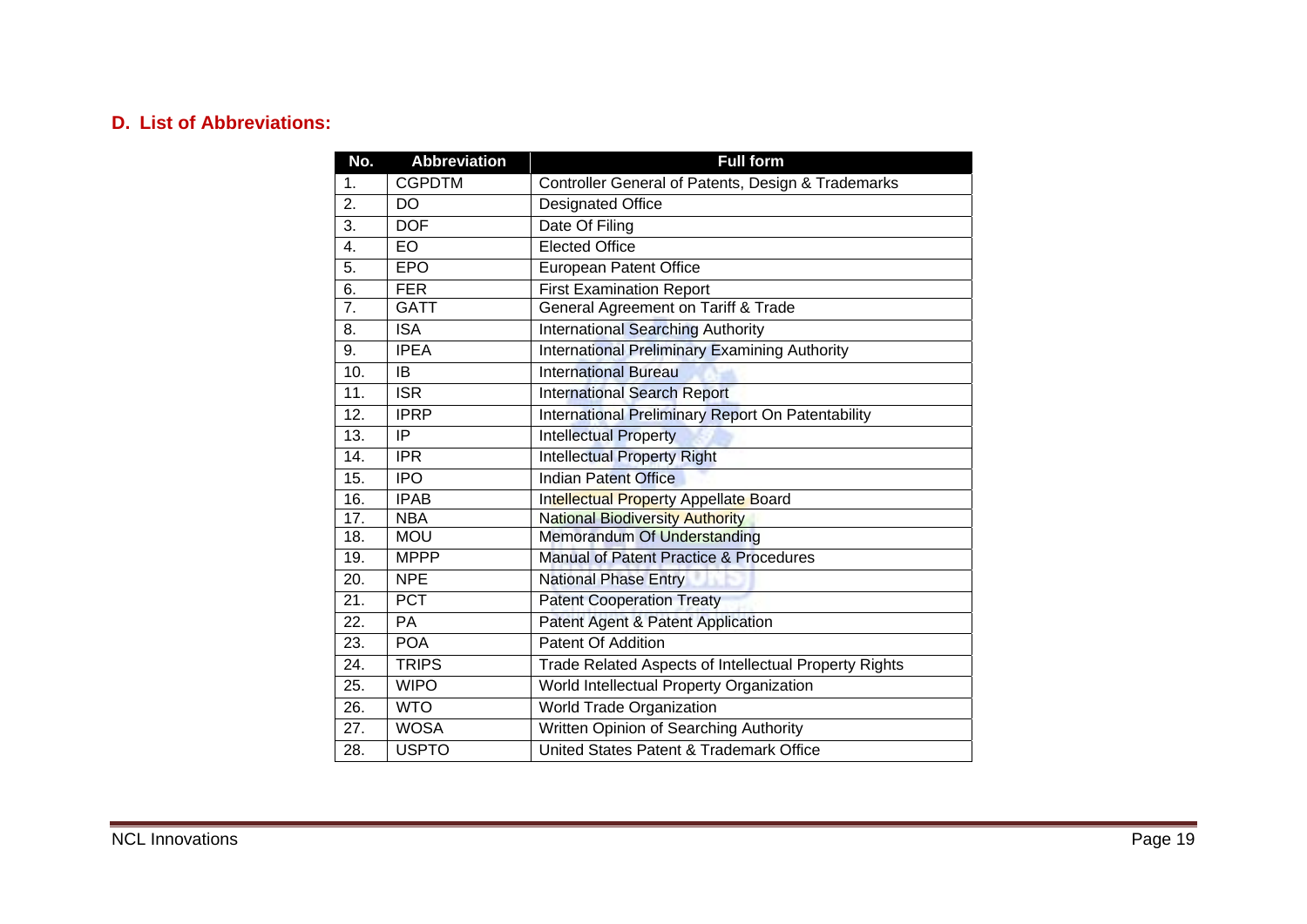## D. List of Abbreviations:

| No. | Abbreviation | Full form |
|---|---|---|
| 1. | CGPDTM | Controller General of Patents, Design & Trademarks |
| 2. | DO | Designated Office |
| 3. | DOF | Date Of Filing |
| 4. | EO | Elected Office |
| 5. | EPO | European Patent Office |
| 6. | FER | First Examination Report |
| 7. | GATT | General Agreement on Tariff & Trade |
| 8. | ISA | International Searching Authority |
| 9. | IPEA | International Preliminary Examining Authority |
| 10. | IB | International Bureau |
| 11. | ISR | International Search Report |
| 12. | IPRP | International Preliminary Report On Patentability |
| 13. | IP | Intellectual Property |
| 14. | IPR | Intellectual Property Right |
| 15. | IPO | Indian Patent Office |
| 16. | IPAB | Intellectual Property Appellate Board |
| 17. | NBA | National Biodiversity Authority |
| 18. | MOU | Memorandum Of Understanding |
| 19. | MPPP | Manual of Patent Practice & Procedures |
| 20. | NPE | National Phase Entry |
| 21. | PCT | Patent Cooperation Treaty |
| 22. | PA | Patent Agent & Patent Application |
| 23. | POA | Patent Of Addition |
| 24. | TRIPS | Trade Related Aspects of Intellectual Property Rights |
| 25. | WIPO | World Intellectual Property Organization |
| 26. | WTO | World Trade Organization |
| 27. | WOSA | Written Opinion of Searching Authority |
| 28. | USPTO | United States Patent & Trademark Office |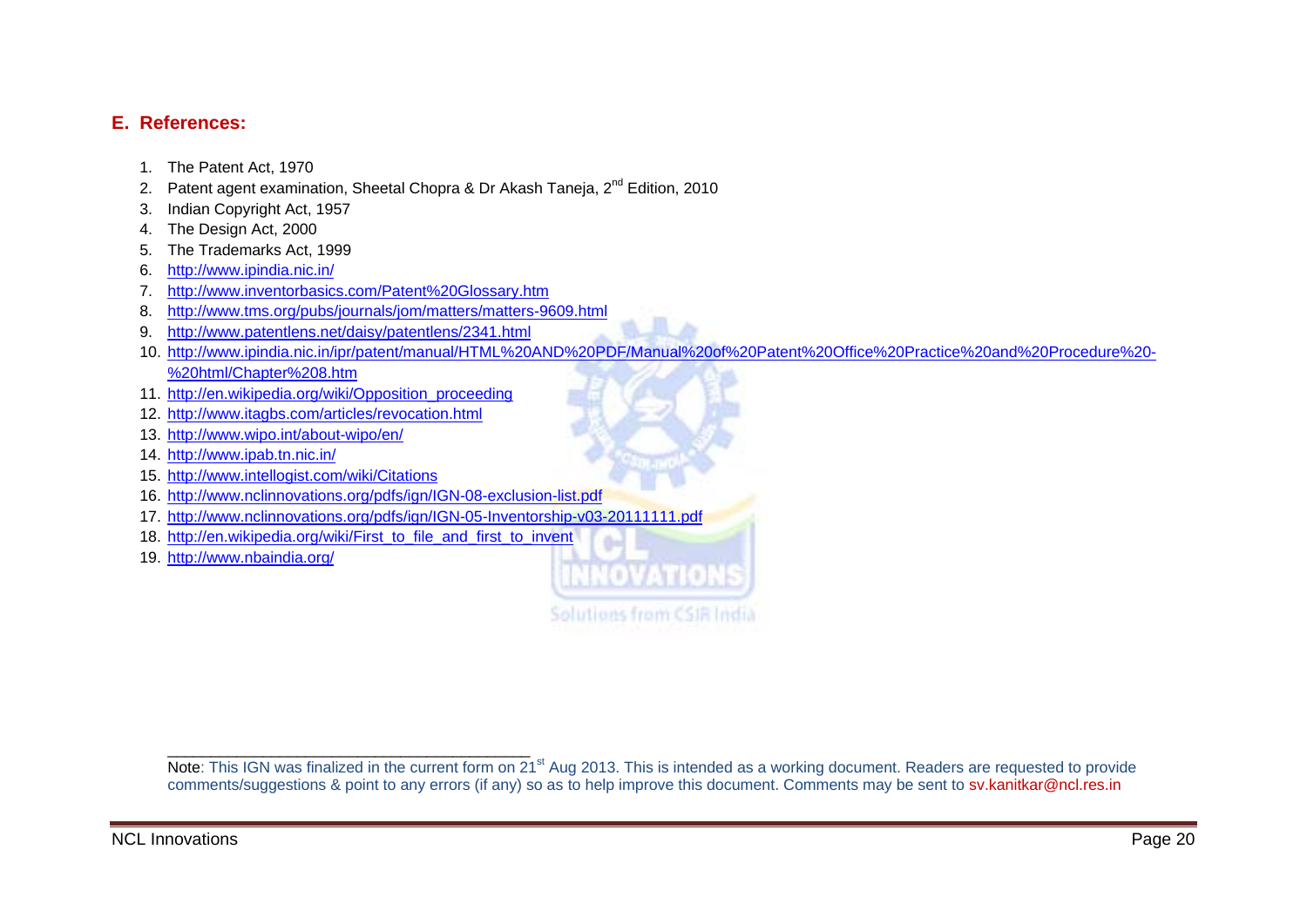## E. References:

1. The Patent Act, 1970
2. Patent agent examination, Sheetal Chopra & Dr Akash Taneja, 2nd Edition, 2010
3. Indian Copyright Act, 1957
4. The Design Act, 2000
5. The Trademarks Act, 1999
6. http://www.ipindia.nic.in/
7. http://www.inventorbasics.com/Patent%20Glossary.htm
8. http://www.tms.org/pubs/journals/jom/matters/matters-9609.html
9. http://www.patentlens.net/daisy/patentlens/2341.html
10. http://www.ipindia.nic.in/ipr/patent/manual/HTML%20AND%20PDF/Manual%20of%20Patent%20Office%20Practice%20and%20Procedure%20-%20html/Chapter%208.htm
11. http://en.wikipedia.org/wiki/Opposition_proceeding
12. http://www.itagbs.com/articles/revocation.html
13. http://www.wipo.int/about-wipo/en/
14. http://www.ipab.tn.nic.in/
15. http://www.intellogist.com/wiki/Citations
16. http://www.nclinnovations.org/pdfs/ign/IGN-08-exclusion-list.pdf
17. http://www.nclinnovations.org/pdfs/ign/IGN-05-Inventorship-v03-20111111.pdf
18. http://en.wikipedia.org/wiki/First_to_file_and_first_to_invent
19. http://www.nbaindia.org/

---

Note: This IGN was finalized in the current form on 21st Aug 2013. This is intended as a working document. Readers are requested to provide comments/suggestions & point to any errors (if any) so as to help improve this document. Comments may be sent to sv.kanitkar@ncl.res.in